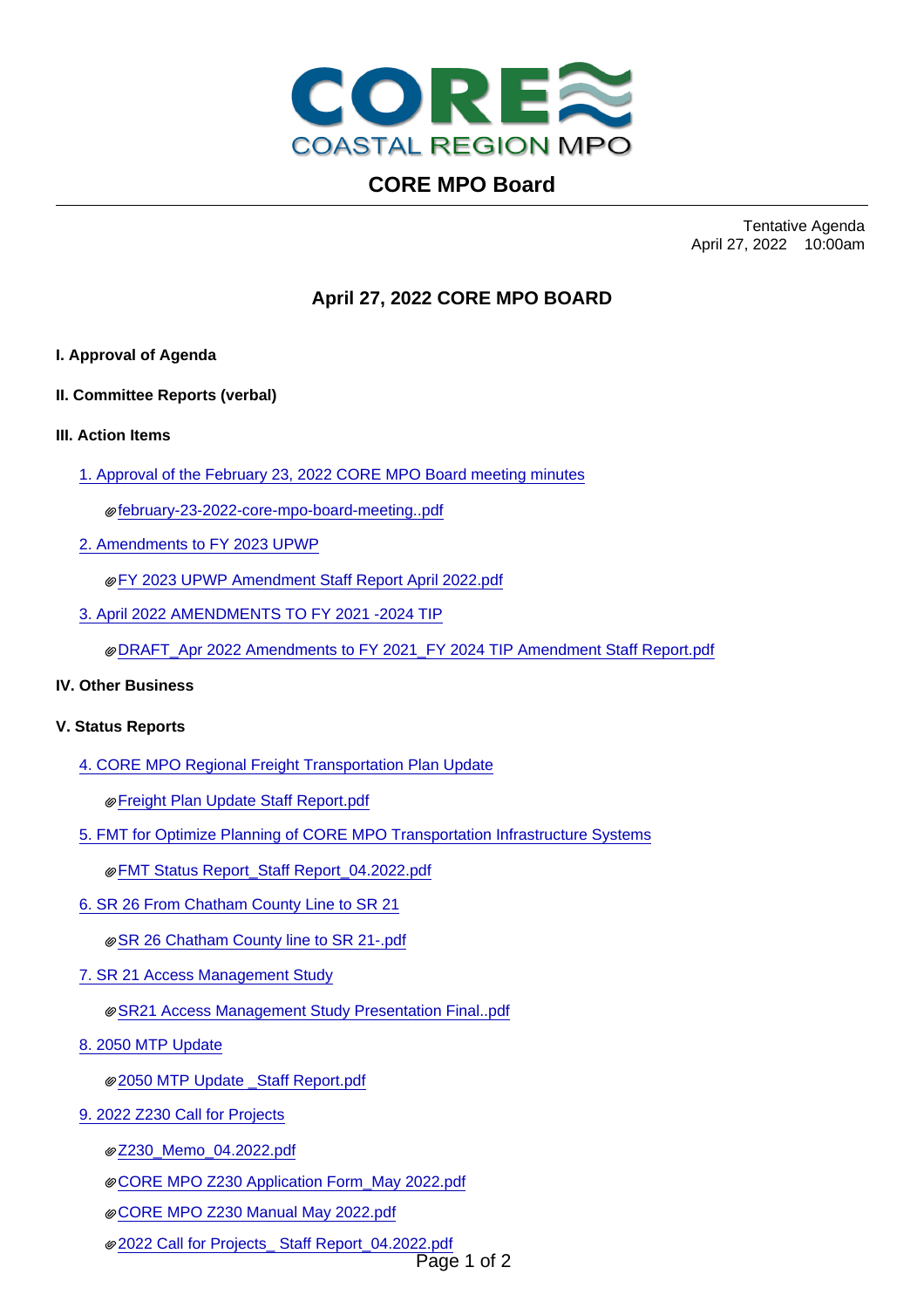# CORE MPO Board

Tentative Agenda
April 27, 2022 10:00am

## April 27, 2022 CORE MPO BOARD

**I. Approval of Agenda**

**II. Committee Reports (verbal)**

**III. Action Items**

1. Approval of the February 23, 2022 CORE MPO Board meeting minutes
   - february-23-2022-core-mpo-board-meeting..pdf
2. Amendments to FY 2023 UPWP
   - FY 2023 UPWP Amendment Staff Report April 2022.pdf
3. April 2022 AMENDMENTS TO FY 2021 -2024 TIP
   - DRAFT_Apr 2022 Amendments to FY 2021_FY 2024 TIP Amendment Staff Report.pdf

**IV. Other Business**

**V. Status Reports**

4. CORE MPO Regional Freight Transportation Plan Update
   - Freight Plan Update Staff Report.pdf
5. FMT for Optimize Planning of CORE MPO Transportation Infrastructure Systems
   - FMT Status Report_Staff Report_04.2022.pdf
6. SR 26 From Chatham County Line to SR 21
   - SR 26 Chatham County line to SR 21-.pdf
7. SR 21 Access Management Study
   - SR21 Access Management Study Presentation Final..pdf
8. 2050 MTP Update
   - 2050 MTP Update _Staff Report.pdf
9. 2022 Z230 Call for Projects
   - Z230_Memo_04.2022.pdf
   - CORE MPO Z230 Application Form_May 2022.pdf
   - CORE MPO Z230 Manual May 2022.pdf
   - 2022 Call for Projects_ Staff Report_04.2022.pdf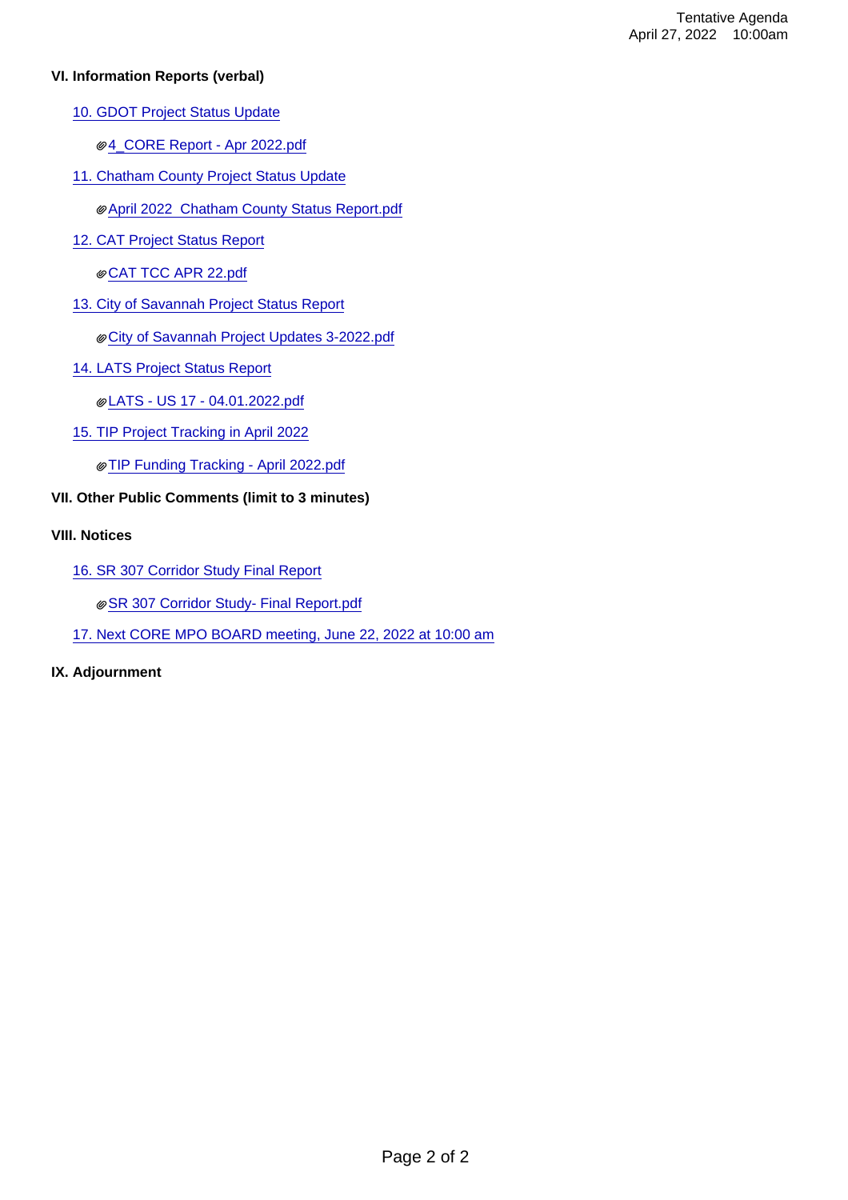## VI. Information Reports (verbal)

10. GDOT Project Status Update

    - 4_CORE Report - Apr 2022.pdf

11. Chatham County Project Status Update

    - April 2022  Chatham County Status Report.pdf

12. CAT Project Status Report

    - CAT TCC APR 22.pdf

13. City of Savannah Project Status Report

    - City of Savannah Project Updates 3-2022.pdf

14. LATS Project Status Report

    - LATS - US 17 - 04.01.2022.pdf

15. TIP Project Tracking in April 2022

    - TIP Funding Tracking - April 2022.pdf

## VII. Other Public Comments (limit to 3 minutes)

## VIII. Notices

16. SR 307 Corridor Study Final Report

    - SR 307 Corridor Study- Final Report.pdf

17. Next CORE MPO BOARD meeting, June 22, 2022 at 10:00 am

## IX. Adjournment